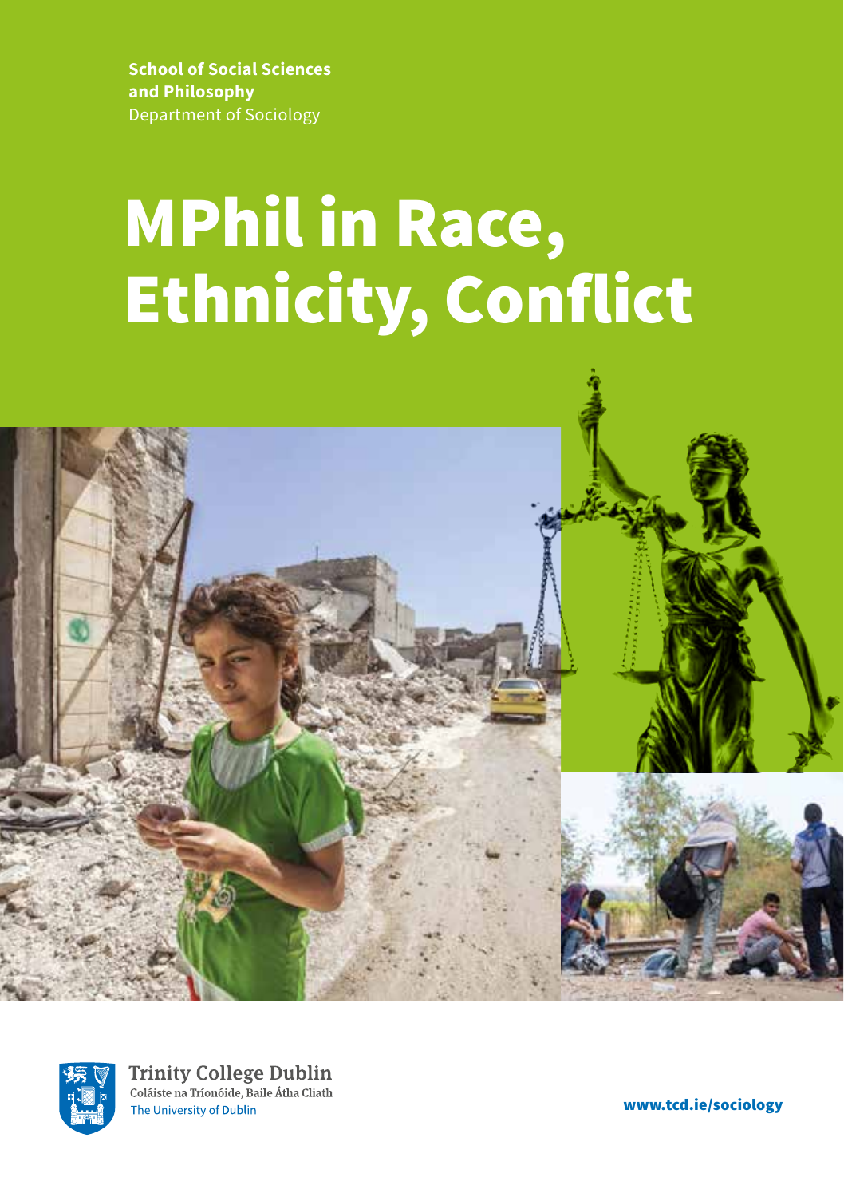**School of Social Sciences and Philosophy**
Department of Sociology

# MPhil in Race, Ethnicity, Conflict

Trinity College Dublin
Coláiste na Tríonóide, Baile Átha Cliath
The University of Dublin

**www.tcd.ie/sociology**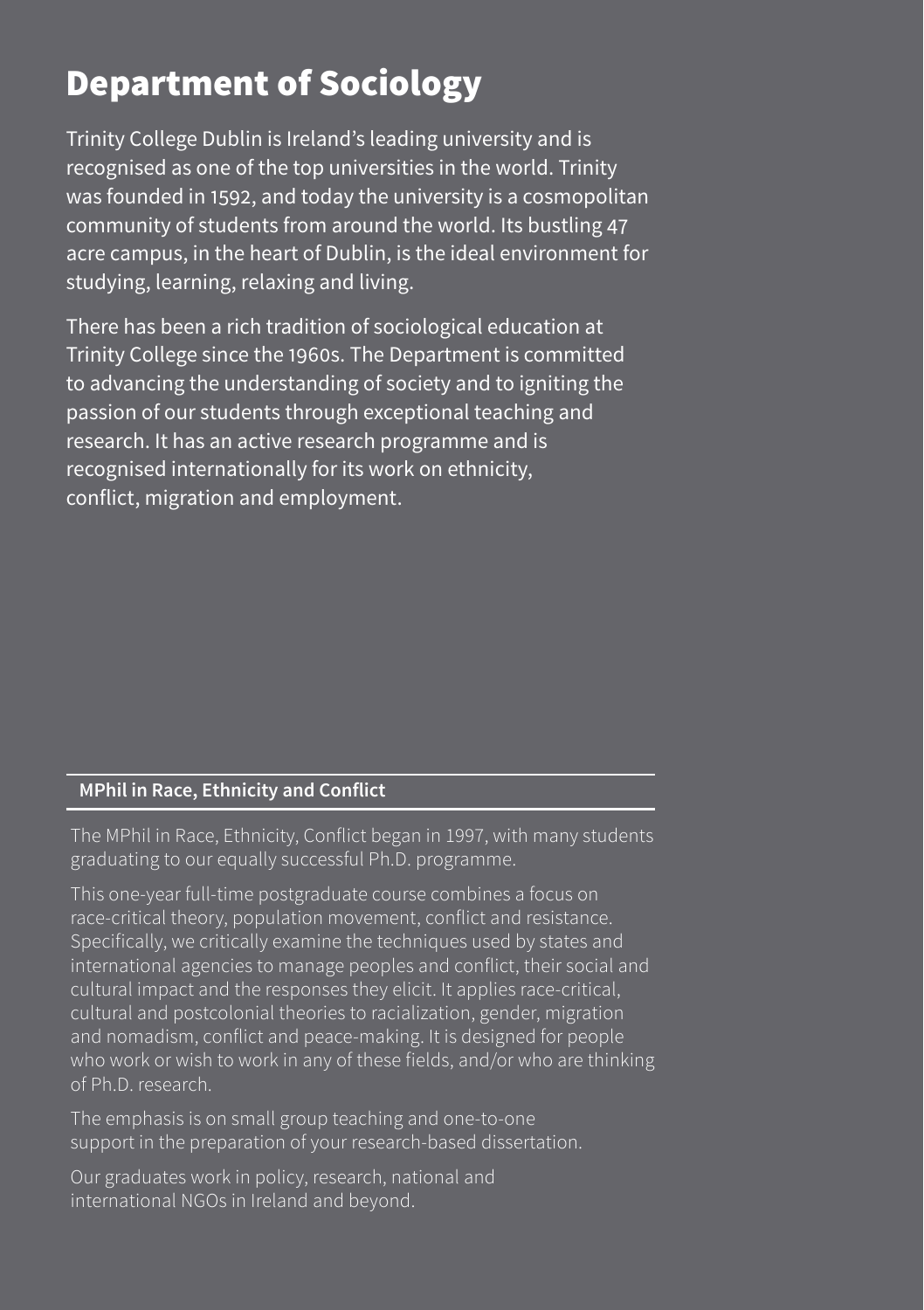# Department of Sociology

Trinity College Dublin is Ireland's leading university and is recognised as one of the top universities in the world. Trinity was founded in 1592, and today the university is a cosmopolitan community of students from around the world. Its bustling 47 acre campus, in the heart of Dublin, is the ideal environment for studying, learning, relaxing and living.

There has been a rich tradition of sociological education at Trinity College since the 1960s. The Department is committed to advancing the understanding of society and to igniting the passion of our students through exceptional teaching and research. It has an active research programme and is recognised internationally for its work on ethnicity, conflict, migration and employment.

## MPhil in Race, Ethnicity and Conflict

The MPhil in Race, Ethnicity, Conflict began in 1997, with many students graduating to our equally successful Ph.D. programme.

This one-year full-time postgraduate course combines a focus on race-critical theory, population movement, conflict and resistance. Specifically, we critically examine the techniques used by states and international agencies to manage peoples and conflict, their social and cultural impact and the responses they elicit. It applies race-critical, cultural and postcolonial theories to racialization, gender, migration and nomadism, conflict and peace-making. It is designed for people who work or wish to work in any of these fields, and/or who are thinking of Ph.D. research.

The emphasis is on small group teaching and one-to-one support in the preparation of your research-based dissertation.

Our graduates work in policy, research, national and international NGOs in Ireland and beyond.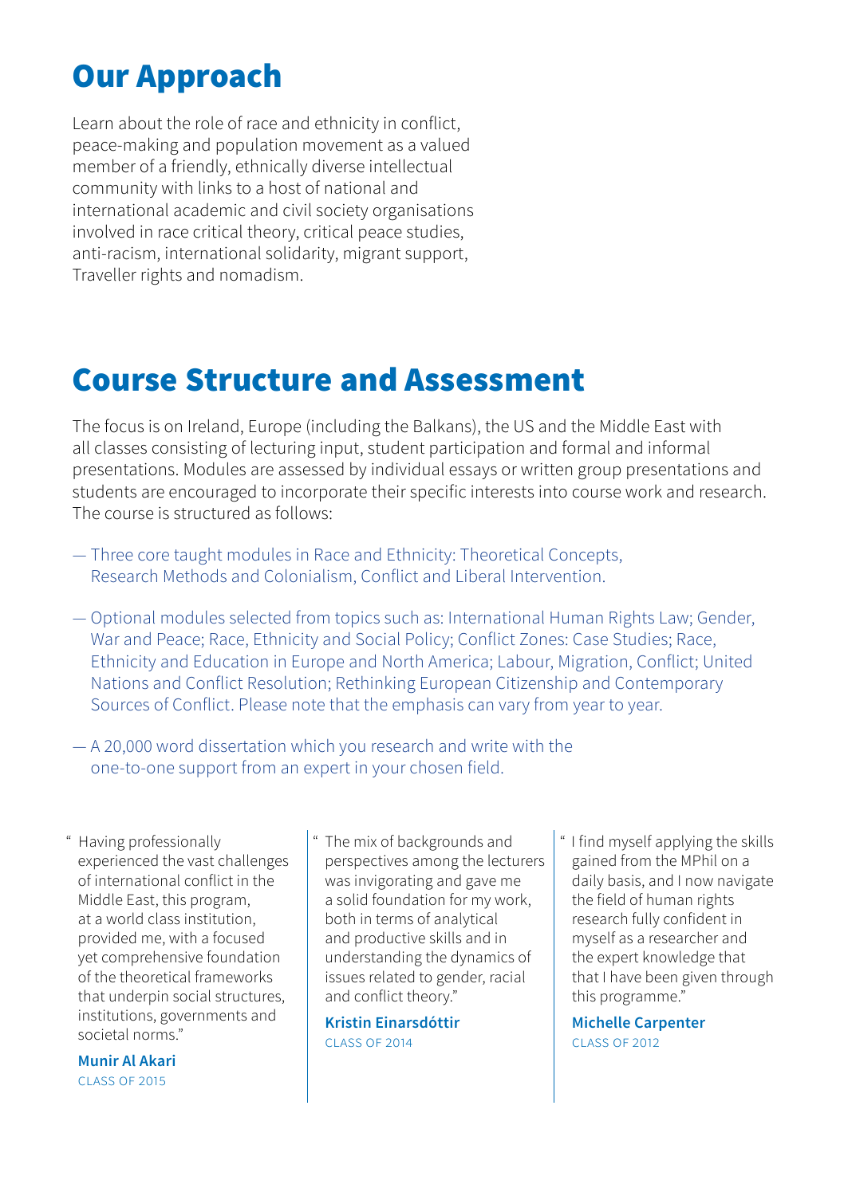## Our Approach

Learn about the role of race and ethnicity in conflict, peace-making and population movement as a valued member of a friendly, ethnically diverse intellectual community with links to a host of national and international academic and civil society organisations involved in race critical theory, critical peace studies, anti-racism, international solidarity, migrant support, Traveller rights and nomadism.

## Course Structure and Assessment

The focus is on Ireland, Europe (including the Balkans), the US and the Middle East with all classes consisting of lecturing input, student participation and formal and informal presentations. Modules are assessed by individual essays or written group presentations and students are encouraged to incorporate their specific interests into course work and research. The course is structured as follows:

- Three core taught modules in Race and Ethnicity: Theoretical Concepts, Research Methods and Colonialism, Conflict and Liberal Intervention.
- Optional modules selected from topics such as: International Human Rights Law; Gender, War and Peace; Race, Ethnicity and Social Policy; Conflict Zones: Case Studies; Race, Ethnicity and Education in Europe and North America; Labour, Migration, Conflict; United Nations and Conflict Resolution; Rethinking European Citizenship and Contemporary Sources of Conflict. Please note that the emphasis can vary from year to year.
- A 20,000 word dissertation which you research and write with the one-to-one support from an expert in your chosen field.

> "Having professionally experienced the vast challenges of international conflict in the Middle East, this program, at a world class institution, provided me, with a focused yet comprehensive foundation of the theoretical frameworks that underpin social structures, institutions, governments and societal norms."
>
> **Munir Al Akari**
> CLASS OF 2015

> "The mix of backgrounds and perspectives among the lecturers was invigorating and gave me a solid foundation for my work, both in terms of analytical and productive skills and in understanding the dynamics of issues related to gender, racial and conflict theory."
>
> **Kristin Einarsdóttir**
> CLASS OF 2014

> "I find myself applying the skills gained from the MPhil on a daily basis, and I now navigate the field of human rights research fully confident in myself as a researcher and the expert knowledge that that I have been given through this programme."
>
> **Michelle Carpenter**
> CLASS OF 2012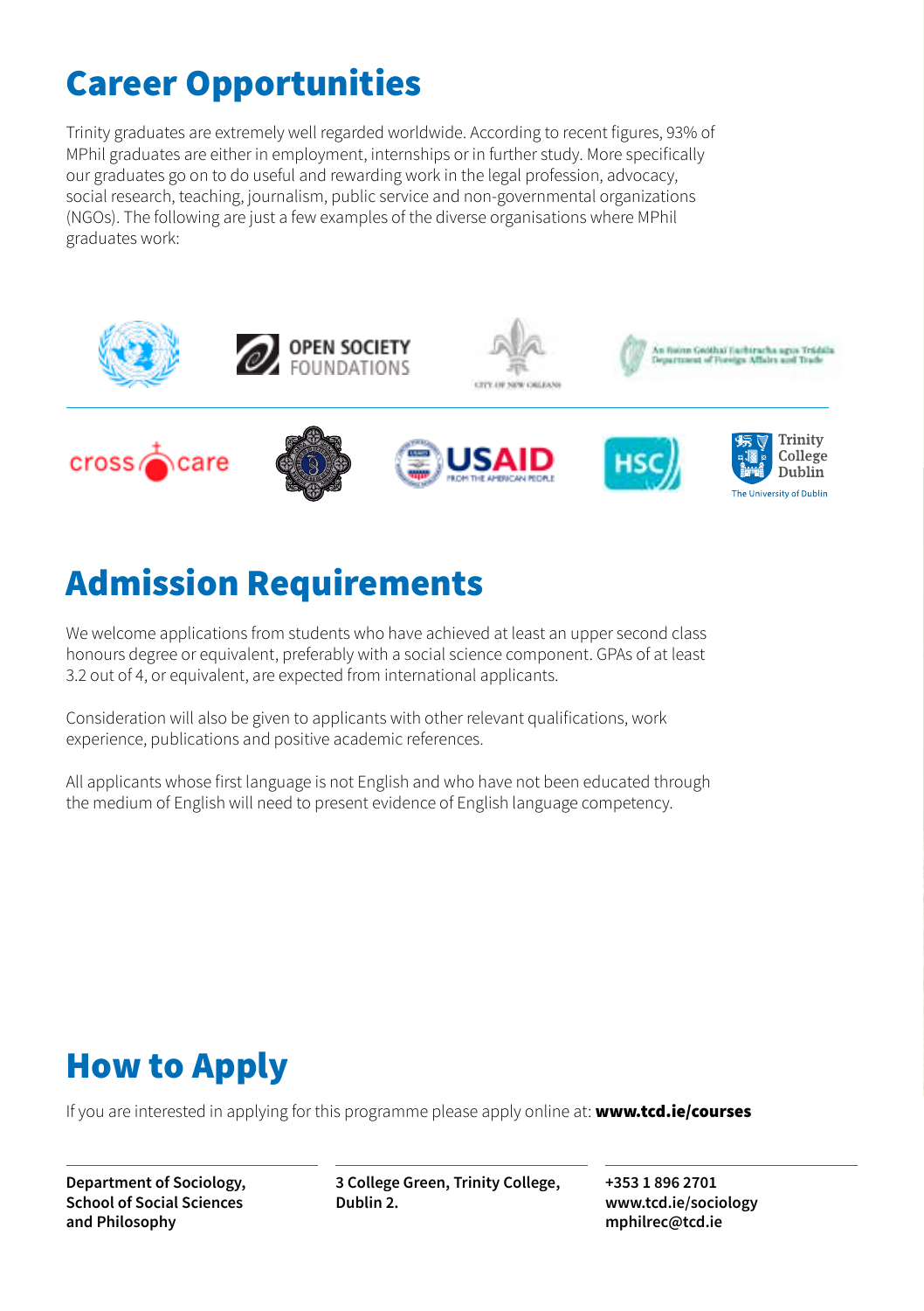## Career Opportunities

Trinity graduates are extremely well regarded worldwide. According to recent figures, 93% of MPhil graduates are either in employment, internships or in further study. More specifically our graduates go on to do useful and rewarding work in the legal profession, advocacy, social research, teaching, journalism, public service and non-governmental organizations (NGOs). The following are just a few examples of the diverse organisations where MPhil graduates work:

## Admission Requirements

We welcome applications from students who have achieved at least an upper second class honours degree or equivalent, preferably with a social science component. GPAs of at least 3.2 out of 4, or equivalent, are expected from international applicants.

Consideration will also be given to applicants with other relevant qualifications, work experience, publications and positive academic references.

All applicants whose first language is not English and who have not been educated through the medium of English will need to present evidence of English language competency.

## How to Apply

If you are interested in applying for this programme please apply online at: **www.tcd.ie/courses**

**Department of Sociology, School of Social Sciences and Philosophy**

**3 College Green, Trinity College, Dublin 2.**

**+353 1 896 2701**
**www.tcd.ie/sociology**
**mphilrec@tcd.ie**